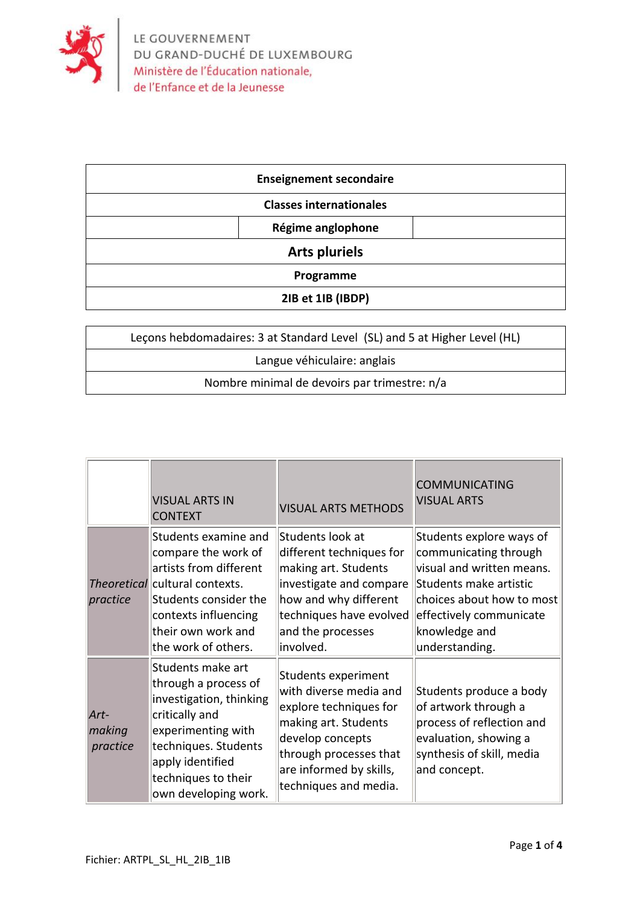LE GOUVERNEMENT
DU GRAND-DUCHÉ DE LUXEMBOURG
Ministère de l'Éducation nationale,
de l'Enfance et de la Jeunesse

| Enseignement secondaire |
|---|
| Classes internationales |
| Régime anglophone |
| **Arts pluriels** |
| Programme |
| 2IB et 1IB (IBDP) |

| Leçons hebdomadaires: 3 at Standard Level (SL) and 5 at Higher Level (HL) |
|---|
| Langue véhiculaire: anglais |
| Nombre minimal de devoirs par trimestre: n/a |

| | VISUAL ARTS IN CONTEXT | VISUAL ARTS METHODS | COMMUNICATING VISUAL ARTS |
|---|---|---|---|
| *Theoretical practice* | Students examine and compare the work of artists from different cultural contexts. Students consider the contexts influencing their own work and the work of others. | Students look at different techniques for making art. Students investigate and compare how and why different techniques have evolved and the processes involved. | Students explore ways of communicating through visual and written means. Students make artistic choices about how to most effectively communicate knowledge and understanding. |
| *Art-making practice* | Students make art through a process of investigation, thinking critically and experimenting with techniques. Students apply identified techniques to their own developing work. | Students experiment with diverse media and explore techniques for making art. Students develop concepts through processes that are informed by skills, techniques and media. | Students produce a body of artwork through a process of reflection and evaluation, showing a synthesis of skill, media and concept. |

Fichier: ARTPL_SL_HL_2IB_1IB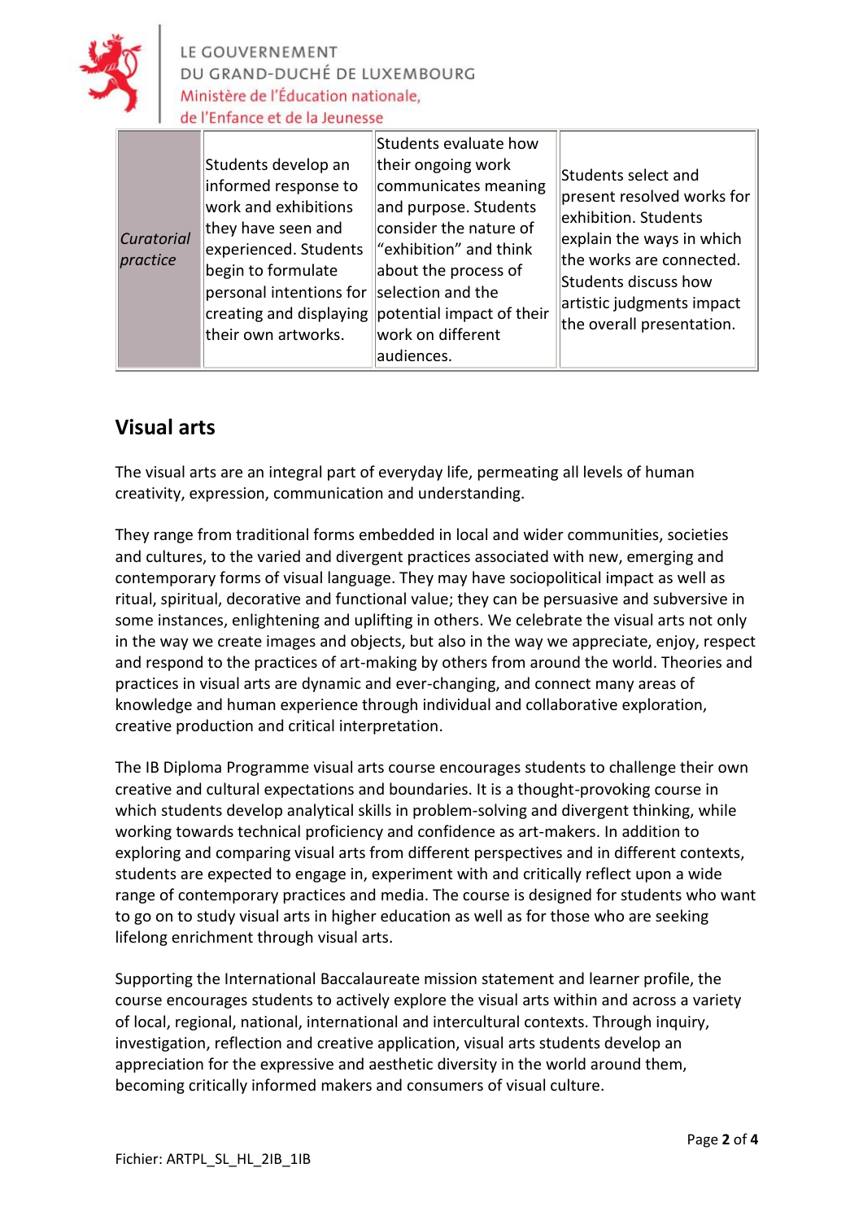| *Curatorial practice* | Students develop an informed response to work and exhibitions they have seen and experienced. Students begin to formulate personal intentions for creating and displaying their own artworks. | Students evaluate how their ongoing work communicates meaning and purpose. Students consider the nature of "exhibition" and think about the process of selection and the potential impact of their work on different audiences. | Students select and present resolved works for exhibition. Students explain the ways in which the works are connected. Students discuss how artistic judgments impact the overall presentation. |
|---|---|---|---|

## Visual arts

The visual arts are an integral part of everyday life, permeating all levels of human creativity, expression, communication and understanding.

They range from traditional forms embedded in local and wider communities, societies and cultures, to the varied and divergent practices associated with new, emerging and contemporary forms of visual language. They may have sociopolitical impact as well as ritual, spiritual, decorative and functional value; they can be persuasive and subversive in some instances, enlightening and uplifting in others. We celebrate the visual arts not only in the way we create images and objects, but also in the way we appreciate, enjoy, respect and respond to the practices of art-making by others from around the world. Theories and practices in visual arts are dynamic and ever-changing, and connect many areas of knowledge and human experience through individual and collaborative exploration, creative production and critical interpretation.

The IB Diploma Programme visual arts course encourages students to challenge their own creative and cultural expectations and boundaries. It is a thought-provoking course in which students develop analytical skills in problem-solving and divergent thinking, while working towards technical proficiency and confidence as art-makers. In addition to exploring and comparing visual arts from different perspectives and in different contexts, students are expected to engage in, experiment with and critically reflect upon a wide range of contemporary practices and media. The course is designed for students who want to go on to study visual arts in higher education as well as for those who are seeking lifelong enrichment through visual arts.

Supporting the International Baccalaureate mission statement and learner profile, the course encourages students to actively explore the visual arts within and across a variety of local, regional, national, international and intercultural contexts. Through inquiry, investigation, reflection and creative application, visual arts students develop an appreciation for the expressive and aesthetic diversity in the world around them, becoming critically informed makers and consumers of visual culture.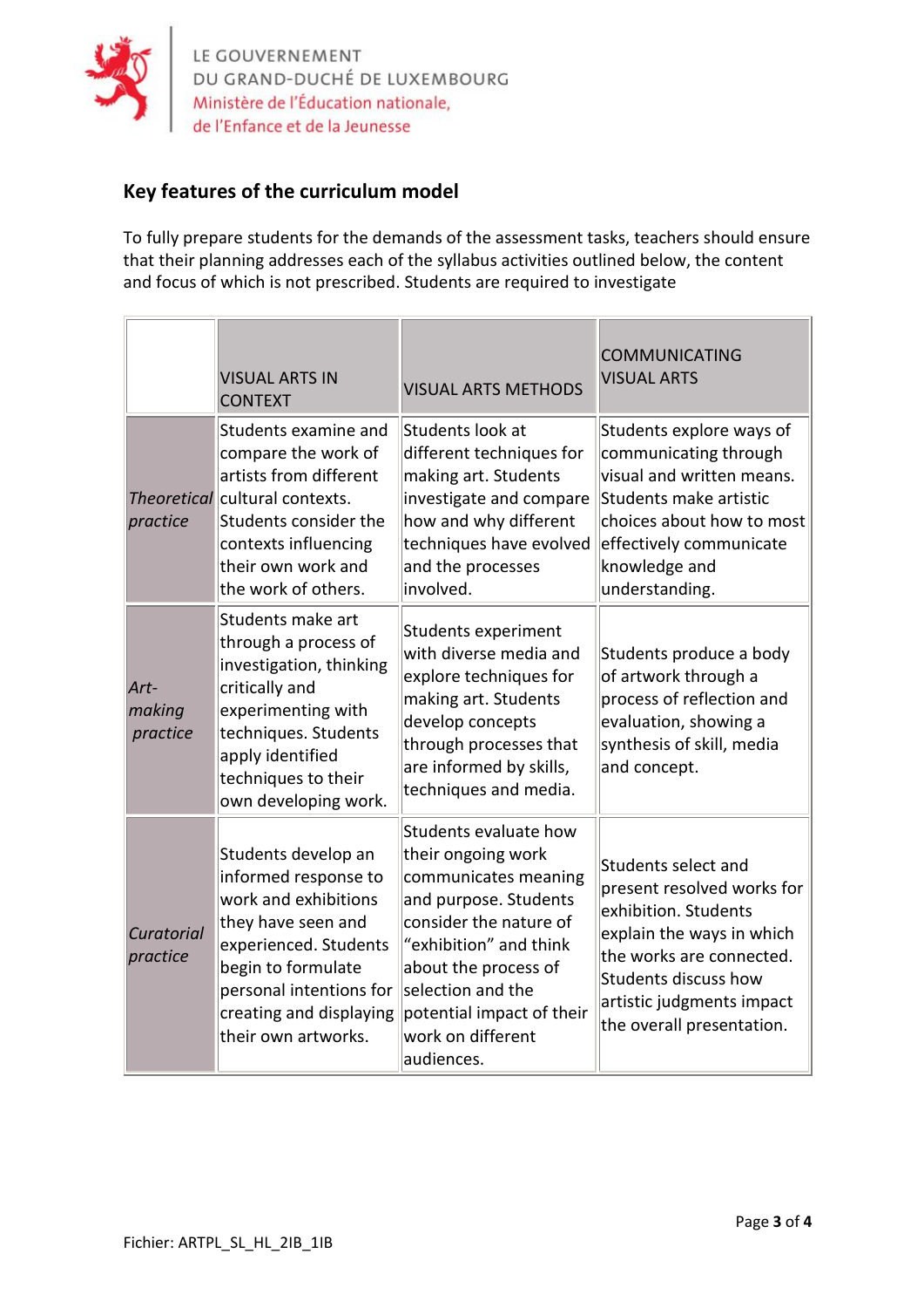## Key features of the curriculum model

To fully prepare students for the demands of the assessment tasks, teachers should ensure that their planning addresses each of the syllabus activities outlined below, the content and focus of which is not prescribed. Students are required to investigate

| | VISUAL ARTS IN CONTEXT | VISUAL ARTS METHODS | COMMUNICATING VISUAL ARTS |
|---|---|---|---|
| *Theoretical practice* | Students examine and compare the work of artists from different cultural contexts. Students consider the contexts influencing their own work and the work of others. | Students look at different techniques for making art. Students investigate and compare how and why different techniques have evolved and the processes involved. | Students explore ways of communicating through visual and written means. Students make artistic choices about how to most effectively communicate knowledge and understanding. |
| *Art-making practice* | Students make art through a process of investigation, thinking critically and experimenting with techniques. Students apply identified techniques to their own developing work. | Students experiment with diverse media and explore techniques for making art. Students develop concepts through processes that are informed by skills, techniques and media. | Students produce a body of artwork through a process of reflection and evaluation, showing a synthesis of skill, media and concept. |
| *Curatorial practice* | Students develop an informed response to work and exhibitions they have seen and experienced. Students begin to formulate personal intentions for creating and displaying their own artworks. | Students evaluate how their ongoing work communicates meaning and purpose. Students consider the nature of "exhibition" and think about the process of selection and the potential impact of their work on different audiences. | Students select and present resolved works for exhibition. Students explain the ways in which the works are connected. Students discuss how artistic judgments impact the overall presentation. |

Fichier: ARTPL_SL_HL_2IB_1IB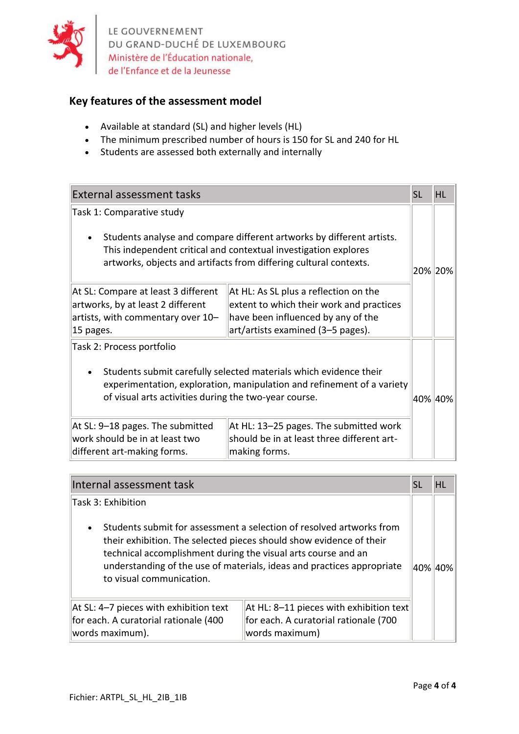## Key features of the assessment model

- Available at standard (SL) and higher levels (HL)
- The minimum prescribed number of hours is 150 for SL and 240 for HL
- Students are assessed both externally and internally

| External assessment tasks | | SL | HL |
|---|---|---|---|
| Task 1: Comparative study<br><br>• Students analyse and compare different artworks by different artists. This independent critical and contextual investigation explores artworks, objects and artifacts from differing cultural contexts. | | 20% | 20% |
| At SL: Compare at least 3 different artworks, by at least 2 different artists, with commentary over 10–15 pages. | At HL: As SL plus a reflection on the extent to which their work and practices have been influenced by any of the art/artists examined (3–5 pages). | | |
| Task 2: Process portfolio<br><br>• Students submit carefully selected materials which evidence their experimentation, exploration, manipulation and refinement of a variety of visual arts activities during the two-year course. | | 40% | 40% |
| At SL: 9–18 pages. The submitted work should be in at least two different art-making forms. | At HL: 13–25 pages. The submitted work should be in at least three different art-making forms. | | |

| Internal assessment task | | SL | HL |
|---|---|---|---|
| Task 3: Exhibition<br><br>• Students submit for assessment a selection of resolved artworks from their exhibition. The selected pieces should show evidence of their technical accomplishment during the visual arts course and an understanding of the use of materials, ideas and practices appropriate to visual communication. | | 40% | 40% |
| At SL: 4–7 pieces with exhibition text for each. A curatorial rationale (400 words maximum). | At HL: 8–11 pieces with exhibition text for each. A curatorial rationale (700 words maximum) | | |

Fichier: ARTPL_SL_HL_2IB_1IB